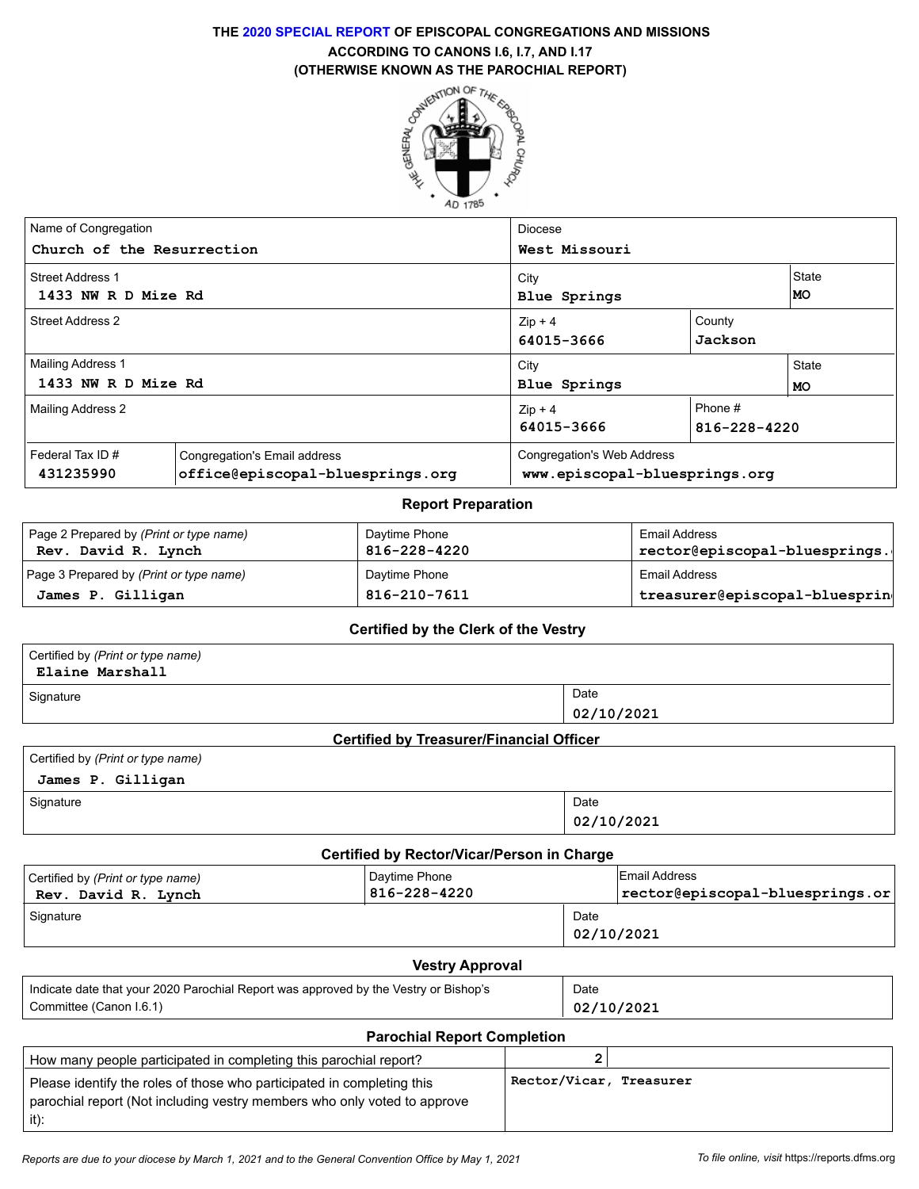# THE 2020 SPECIAL REPORT OF EPISCOPAL CONGREGATIONS AND MISSIONS ACCORDING TO CANONS I.6, I.7, AND I.17 (OTHERWISE KNOWN AS THE PAROCHIAL REPORT)

| Field | Value | Field | Value |
|---|---|---|---|
| Name of Congregation | Church of the Resurrection | Diocese | West Missouri |
| Street Address 1 | 1433 NW R D Mize Rd | City / State | Blue Springs / MO |
| Street Address 2 | | Zip + 4 / County | 64015-3666 / Jackson |
| Mailing Address 1 | 1433 NW R D Mize Rd | City / State | Blue Springs / MO |
| Mailing Address 2 | | Zip + 4 / Phone # | 64015-3666 / 816-228-4220 |
| Federal Tax ID # | 431235990 | Congregation's Email address | office@episcopal-bluesprings.org |
| Congregation's Web Address | www.episcopal-bluesprings.org | | |

## Report Preparation

| | Name | Daytime Phone | Email Address |
|---|---|---|---|
| Page 2 Prepared by *(Print or type name)* | Rev. David R. Lynch | 816-228-4220 | rector@episcopal-bluesprings. |
| Page 3 Prepared by *(Print or type name)* | James P. Gilligan | 816-210-7611 | treasurer@episcopal-bluesprin |

## Certified by the Clerk of the Vestry

| Certified by *(Print or type name)* | Signature | Date |
|---|---|---|
| Elaine Marshall | | 02/10/2021 |

## Certified by Treasurer/Financial Officer

| Certified by *(Print or type name)* | Signature | Date |
|---|---|---|
| James P. Gilligan | | 02/10/2021 |

## Certified by Rector/Vicar/Person in Charge

| Certified by *(Print or type name)* | Daytime Phone | Email Address | Signature | Date |
|---|---|---|---|---|
| Rev. David R. Lynch | 816-228-4220 | rector@episcopal-bluesprings.or | | 02/10/2021 |

## Vestry Approval

| | Date |
|---|---|
| Indicate date that your 2020 Parochial Report was approved by the Vestry or Bishop's Committee (Canon I.6.1) | 02/10/2021 |

## Parochial Report Completion

| | |
|---|---|
| How many people participated in completing this parochial report? | 2 |
| Please identify the roles of those who participated in completing this parochial report (Not including vestry members who only voted to approve it): | Rector/Vicar, Treasurer |

*Reports are due to your diocese by March 1, 2021 and to the General Convention Office by May 1, 2021*

*To file online, visit* https://reports.dfms.org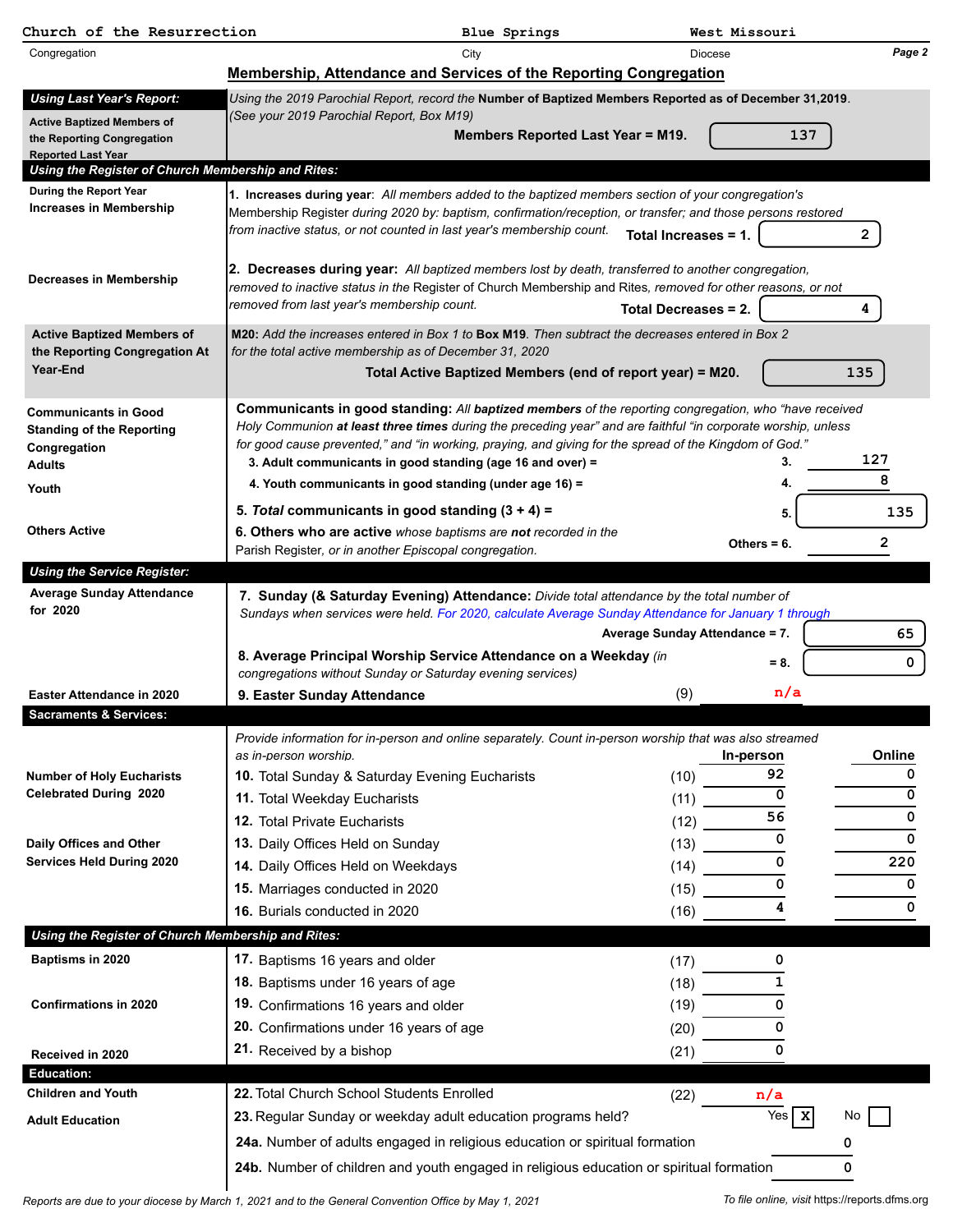| Church of the Resurrection | Blue Springs | West Missouri |
|---|---|---|
| Congregation | City | Diocese |

## Membership, Attendance and Services of the Reporting Congregation

**_Using Last Year's Report:_**

**Active Baptized Members of the Reporting Congregation Reported Last Year**

*Using the 2019 Parochial Report, record the* **Number of Baptized Members Reported as of December 31,2019**. *(See your 2019 Parochial Report, Box M19)*

**Members Reported Last Year = M19.** 137

**_Using the Register of Church Membership and Rites:_**

**During the Report Year Increases in Membership**

**1. Increases during year**: *All members added to the baptized members section of your congregation's* Membership Register *during 2020 by: baptism, confirmation/reception, or transfer; and those persons restored from inactive status, or not counted in last year's membership count.* **Total Increases = 1.** 2

**Decreases in Membership**

**2. Decreases during year:** *All baptized members lost by death, transferred to another congregation, removed to inactive status in the* Register of Church Membership and Rites, *removed for other reasons, or not removed from last year's membership count.* **Total Decreases = 2.** 4

**Active Baptized Members of the Reporting Congregation At Year-End**

**M20:** *Add the increases entered in Box 1 to* **Box M19**. *Then subtract the decreases entered in Box 2 for the total active membership as of December 31, 2020*

**Total Active Baptized Members (end of report year) = M20.** 135

**Communicants in Good Standing of the Reporting Congregation**

**Communicants in good standing:** *All* ***baptized members*** *of the reporting congregation, who "have received Holy Communion* ***at least three times*** *during the preceding year" and are faithful "in corporate worship, unless for good cause prevented," and "in working, praying, and giving for the spread of the Kingdom of God."*

| | | | |
|---|---|---|---|
| Adults | **3. Adult communicants in good standing (age 16 and over) =** | 3. | 127 |
| Youth | **4. Youth communicants in good standing (under age 16) =** | 4. | 8 |
| | **5. *Total* communicants in good standing (3 + 4) =** | 5. | 135 |
| Others Active | **6. Others who are active** *whose baptisms are **not** recorded in the* Parish Register, *or in another Episcopal congregation.* | Others = 6. | 2 |

**_Using the Service Register:_**

**Average Sunday Attendance for 2020**

**7. Sunday (& Saturday Evening) Attendance:** *Divide total attendance by the total number of Sundays when services were held. For 2020, calculate Average Sunday Attendance for January 1 through*

**Average Sunday Attendance = 7.** 65

**8. Average Principal Worship Service Attendance on a Weekday** *(in congregations without Sunday or Saturday evening services)* **= 8.** 0

**Easter Attendance in 2020** — **9. Easter Sunday Attendance** (9) n/a

**Sacraments & Services:**

*Provide information for in-person and online separately. Count in-person worship that was also streamed as in-person worship.*

| | | | In-person | Online |
|---|---|---|---|---|
| **Number of Holy Eucharists Celebrated During 2020** | **10.** Total Sunday & Saturday Evening Eucharists | (10) | 92 | 0 |
| | **11.** Total Weekday Eucharists | (11) | 0 | 0 |
| | **12.** Total Private Eucharists | (12) | 56 | 0 |
| **Daily Offices and Other Services Held During 2020** | **13.** Daily Offices Held on Sunday | (13) | 0 | 0 |
| | **14.** Daily Offices Held on Weekdays | (14) | 0 | 220 |
| | **15.** Marriages conducted in 2020 | (15) | 0 | 0 |
| | **16.** Burials conducted in 2020 | (16) | 4 | 0 |

**_Using the Register of Church Membership and Rites:_**

| | | | |
|---|---|---|---|
| **Baptisms in 2020** | **17.** Baptisms 16 years and older | (17) | 0 |
| | **18.** Baptisms under 16 years of age | (18) | 1 |
| **Confirmations in 2020** | **19.** Confirmations 16 years and older | (19) | 0 |
| | **20.** Confirmations under 16 years of age | (20) | 0 |
| **Received in 2020** | **21.** Received by a bishop | (21) | 0 |

**Education:**

| | | | |
|---|---|---|---|
| **Children and Youth** | **22.** Total Church School Students Enrolled | (22) | n/a |
| **Adult Education** | **23.** Regular Sunday or weekday adult education programs held? | | Yes [X] No [ ] |
| | **24a.** Number of adults engaged in religious education or spiritual formation | | 0 |
| | **24b.** Number of children and youth engaged in religious education or spiritual formation | | 0 |

*Reports are due to your diocese by March 1, 2021 and to the General Convention Office by May 1, 2021*

*To file online, visit* https://reports.dfms.org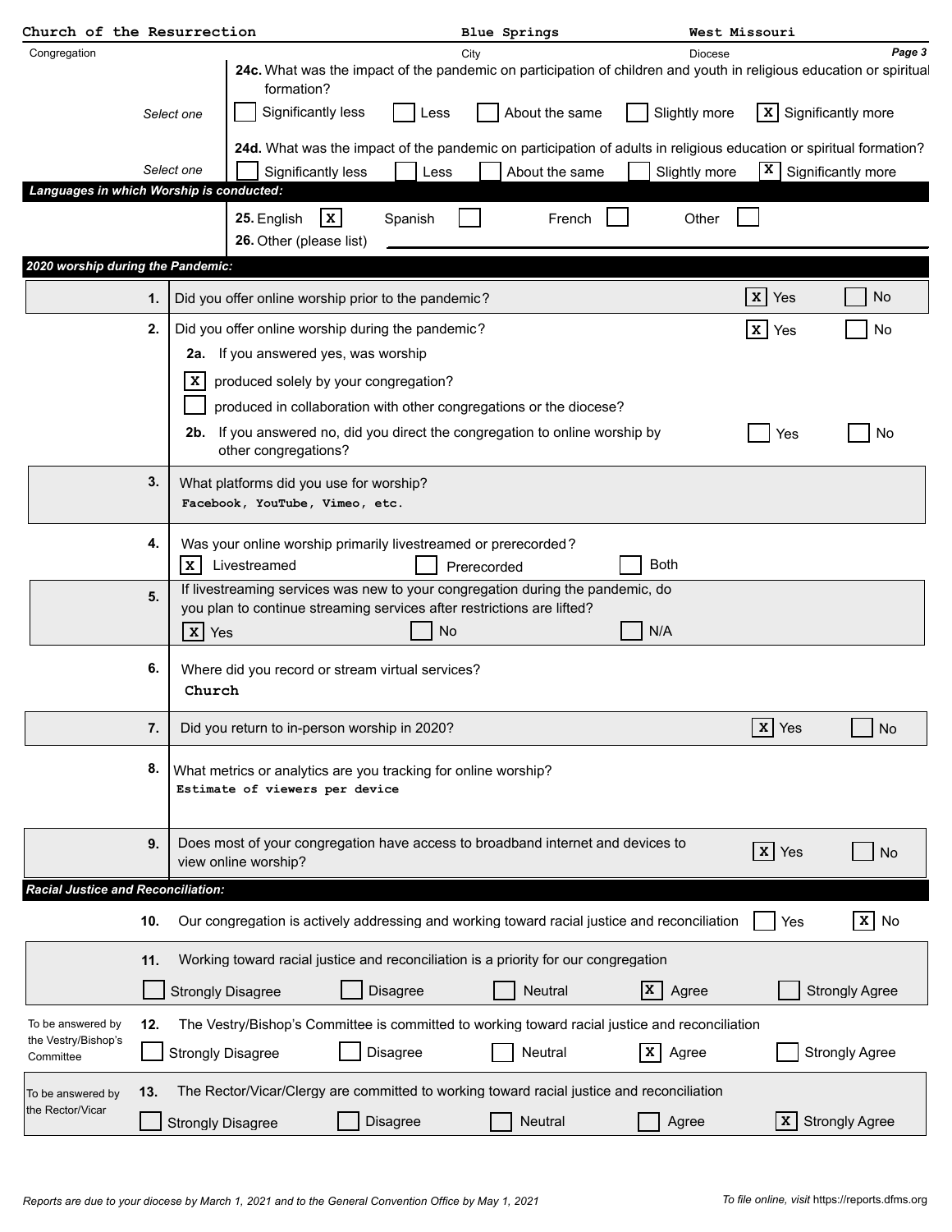**Church of the Resurrection** | **Blue Springs** | **West Missouri**

Congregation | City | Diocese

**24c.** What was the impact of the pandemic on participation of children and youth in religious education or spiritual formation?

*Select one*

- [ ] Significantly less
- [ ] Less
- [ ] About the same
- [ ] Slightly more
- [x] Significantly more

**24d.** What was the impact of the pandemic on participation of adults in religious education or spiritual formation?

*Select one*

- [ ] Significantly less
- [ ] Less
- [ ] About the same
- [ ] Slightly more
- [x] Significantly more

## *Languages in which Worship is conducted:*

**25.** English [x] Spanish [ ] French [ ] Other [ ]

**26.** Other (please list)

## *2020 worship during the Pandemic:*

**1.** Did you offer online worship prior to the pandemic? [x] Yes [ ] No

**2.** Did you offer online worship during the pandemic? [x] Yes [ ] No

**2a.** If you answered yes, was worship

- [x] produced solely by your congregation?
- [ ] produced in collaboration with other congregations or the diocese?

**2b.** If you answered no, did you direct the congregation to online worship by other congregations? [ ] Yes [ ] No

**3.** What platforms did you use for worship?
Facebook, YouTube, Vimeo, etc.

**4.** Was your online worship primarily livestreamed or prerecorded?
[x] Livestreamed [ ] Prerecorded [ ] Both

**5.** If livestreaming services was new to your congregation during the pandemic, do you plan to continue streaming services after restrictions are lifted?
[x] Yes [ ] No [ ] N/A

**6.** Where did you record or stream virtual services?
Church

**7.** Did you return to in-person worship in 2020? [x] Yes [ ] No

**8.** What metrics or analytics are you tracking for online worship?
Estimate of viewers per device

**9.** Does most of your congregation have access to broadband internet and devices to view online worship? [x] Yes [ ] No

## *Racial Justice and Reconciliation:*

**10.** Our congregation is actively addressing and working toward racial justice and reconciliation [ ] Yes [x] No

**11.** Working toward racial justice and reconciliation is a priority for our congregation

- [ ] Strongly Disagree
- [ ] Disagree
- [ ] Neutral
- [x] Agree
- [ ] Strongly Agree

*To be answered by the Vestry/Bishop's Committee*

**12.** The Vestry/Bishop's Committee is committed to working toward racial justice and reconciliation

- [ ] Strongly Disagree
- [ ] Disagree
- [ ] Neutral
- [x] Agree
- [ ] Strongly Agree

*To be answered by the Rector/Vicar*

**13.** The Rector/Vicar/Clergy are committed to working toward racial justice and reconciliation

- [ ] Strongly Disagree
- [ ] Disagree
- [ ] Neutral
- [ ] Agree
- [x] Strongly Agree

*Reports are due to your diocese by March 1, 2021 and to the General Convention Office by May 1, 2021*

*To file online, visit* https://reports.dfms.org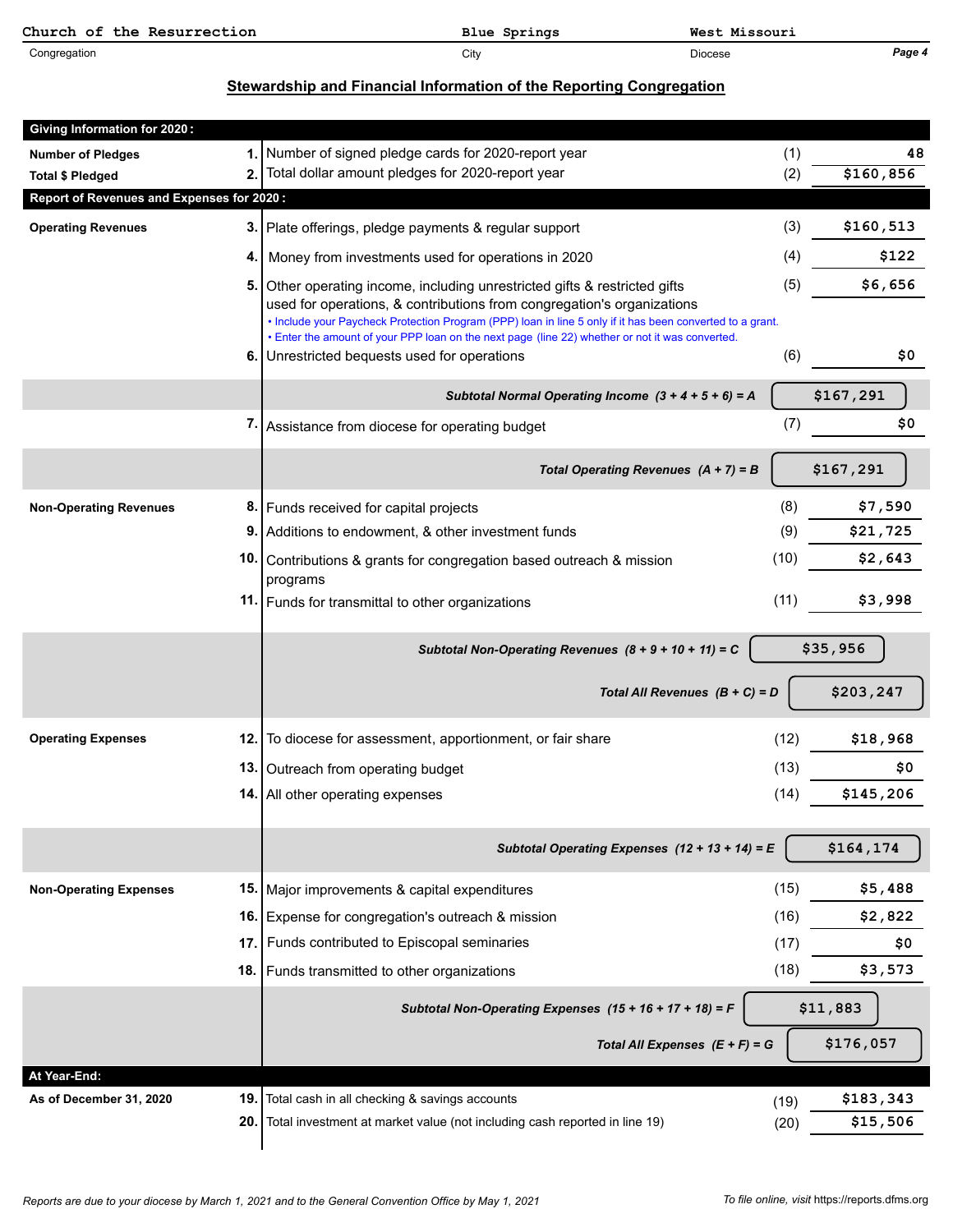Church of the Resurrection | Blue Springs | West Missouri
Congregation | City | Diocese

## Stewardship and Financial Information of the Reporting Congregation

| Giving Information for 2020: | | | | |
|---|---|---|---|---|
| **Number of Pledges** | 1. | Number of signed pledge cards for 2020-report year | (1) | 48 |
| **Total $ Pledged** | 2. | Total dollar amount pledges for 2020-report year | (2) | $160,856 |
| **Report of Revenues and Expenses for 2020:** | | | | |
| **Operating Revenues** | 3. | Plate offerings, pledge payments & regular support | (3) | $160,513 |
| | 4. | Money from investments used for operations in 2020 | (4) | $122 |
| | 5. | Other operating income, including unrestricted gifts & restricted gifts used for operations, & contributions from congregation's organizations<br>• Include your Paycheck Protection Program (PPP) loan in line 5 only if it has been converted to a grant.<br>• Enter the amount of your PPP loan on the next page (line 22) whether or not it was converted. | (5) | $6,656 |
| | 6. | Unrestricted bequests used for operations | (6) | $0 |
| | | ***Subtotal Normal Operating Income (3 + 4 + 5 + 6) = A*** | | $167,291 |
| | 7. | Assistance from diocese for operating budget | (7) | $0 |
| | | ***Total Operating Revenues (A + 7) = B*** | | $167,291 |
| **Non-Operating Revenues** | 8. | Funds received for capital projects | (8) | $7,590 |
| | 9. | Additions to endowment, & other investment funds | (9) | $21,725 |
| | 10. | Contributions & grants for congregation based outreach & mission programs | (10) | $2,643 |
| | 11. | Funds for transmittal to other organizations | (11) | $3,998 |
| | | ***Subtotal Non-Operating Revenues (8 + 9 + 10 + 11) = C*** | | $35,956 |
| | | ***Total All Revenues (B + C) = D*** | | $203,247 |
| **Operating Expenses** | 12. | To diocese for assessment, apportionment, or fair share | (12) | $18,968 |
| | 13. | Outreach from operating budget | (13) | $0 |
| | 14. | All other operating expenses | (14) | $145,206 |
| | | ***Subtotal Operating Expenses (12 + 13 + 14) = E*** | | $164,174 |
| **Non-Operating Expenses** | 15. | Major improvements & capital expenditures | (15) | $5,488 |
| | 16. | Expense for congregation's outreach & mission | (16) | $2,822 |
| | 17. | Funds contributed to Episcopal seminaries | (17) | $0 |
| | 18. | Funds transmitted to other organizations | (18) | $3,573 |
| | | ***Subtotal Non-Operating Expenses (15 + 16 + 17 + 18) = F*** | | $11,883 |
| | | ***Total All Expenses (E + F) = G*** | | $176,057 |
| **At Year-End:** | | | | |
| **As of December 31, 2020** | 19. | Total cash in all checking & savings accounts | (19) | $183,343 |
| | 20. | Total investment at market value (not including cash reported in line 19) | (20) | $15,506 |

*Reports are due to your diocese by March 1, 2021 and to the General Convention Office by May 1, 2021*

*To file online, visit* https://reports.dfms.org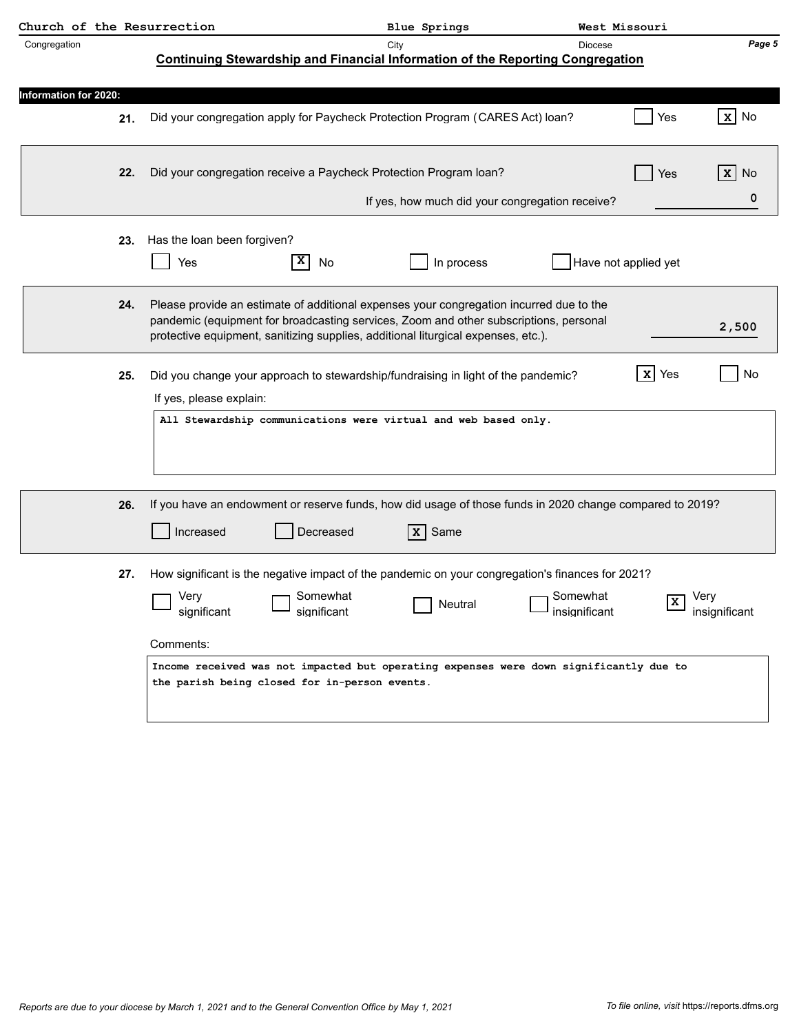Church of the Resurrection | Blue Springs | West Missouri

Congregation | City | Diocese

## Continuing Stewardship and Financial Information of the Reporting Congregation

**Information for 2020:**

**21.** Did your congregation apply for Paycheck Protection Program (CARES Act) loan?

[ ] Yes [X] No

**22.** Did your congregation receive a Paycheck Protection Program loan?

[ ] Yes [X] No

If yes, how much did your congregation receive? 0

**23.** Has the loan been forgiven?

[ ] Yes [X] No [ ] In process [ ] Have not applied yet

**24.** Please provide an estimate of additional expenses your congregation incurred due to the pandemic (equipment for broadcasting services, Zoom and other subscriptions, personal protective equipment, sanitizing supplies, additional liturgical expenses, etc.). 2,500

**25.** Did you change your approach to stewardship/fundraising in light of the pandemic?

[X] Yes [ ] No

If yes, please explain:

All Stewardship communications were virtual and web based only.

**26.** If you have an endowment or reserve funds, how did usage of those funds in 2020 change compared to 2019?

[ ] Increased [ ] Decreased [X] Same

**27.** How significant is the negative impact of the pandemic on your congregation's finances for 2021?

[ ] Very significant [ ] Somewhat significant [ ] Neutral [ ] Somewhat insignificant [X] Very insignificant

Comments:

Income received was not impacted but operating expenses were down significantly due to the parish being closed for in-person events.

*Reports are due to your diocese by March 1, 2021 and to the General Convention Office by May 1, 2021*

*To file online, visit* https://reports.dfms.org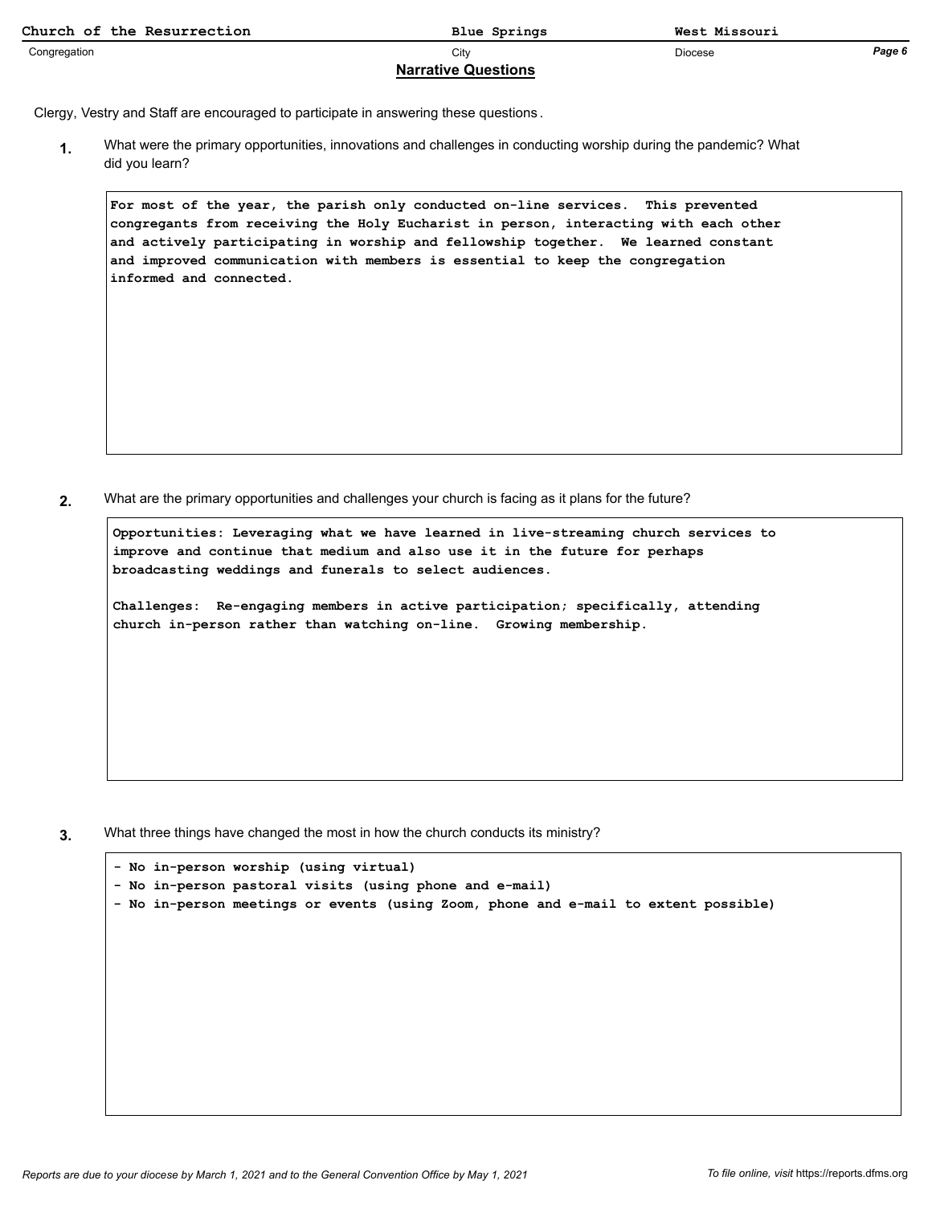| Church of the Resurrection | Blue Springs | West Missouri |
| --- | --- | --- |
| Congregation | City | Diocese |

## Narrative Questions

Clergy, Vestry and Staff are encouraged to participate in answering these questions.

**1.** What were the primary opportunities, innovations and challenges in conducting worship during the pandemic? What did you learn?

> For most of the year, the parish only conducted on-line services. This prevented congregants from receiving the Holy Eucharist in person, interacting with each other and actively participating in worship and fellowship together. We learned constant and improved communication with members is essential to keep the congregation informed and connected.

**2.** What are the primary opportunities and challenges your church is facing as it plans for the future?

> Opportunities: Leveraging what we have learned in live-streaming church services to improve and continue that medium and also use it in the future for perhaps broadcasting weddings and funerals to select audiences.
>
> Challenges: Re-engaging members in active participation; specifically, attending church in-person rather than watching on-line. Growing membership.

**3.** What three things have changed the most in how the church conducts its ministry?

> - No in-person worship (using virtual)
> - No in-person pastoral visits (using phone and e-mail)
> - No in-person meetings or events (using Zoom, phone and e-mail to extent possible)

*Reports are due to your diocese by March 1, 2021 and to the General Convention Office by May 1, 2021*

*To file online, visit* https://reports.dfms.org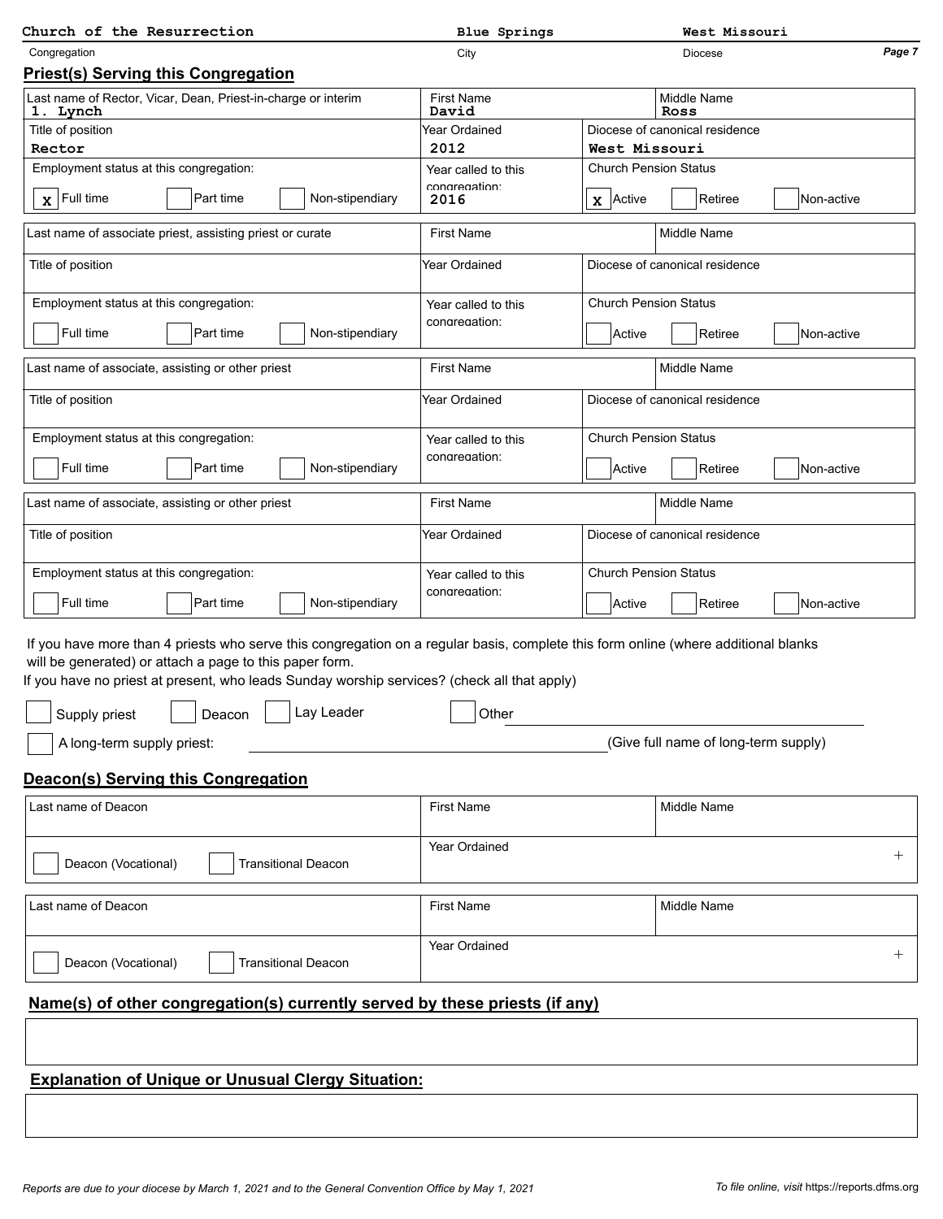| Church of the Resurrection | Blue Springs | West Missouri |
|---|---|---|
| Congregation | City | Diocese |

## Priest(s) Serving this Congregation

| Last name of Rector, Vicar, Dean, Priest-in-charge or interim | First Name | Middle Name |
|---|---|---|
| 1. Lynch | David | Ross |
| **Title of position** | **Year Ordained** | **Diocese of canonical residence** |
| Rector | 2012 | West Missouri |
| **Employment status at this congregation:** | **Year called to this congregation:** | **Church Pension Status** |
| [x] Full time [ ] Part time [ ] Non-stipendiary | 2016 | [x] Active [ ] Retiree [ ] Non-active |

| Last name of associate priest, assisting priest or curate | First Name | Middle Name |
|---|---|---|
| | | |
| **Title of position** | **Year Ordained** | **Diocese of canonical residence** |
| | | |
| **Employment status at this congregation:** | **Year called to this congregation:** | **Church Pension Status** |
| [ ] Full time [ ] Part time [ ] Non-stipendiary | | [ ] Active [ ] Retiree [ ] Non-active |

| Last name of associate, assisting or other priest | First Name | Middle Name |
|---|---|---|
| | | |
| **Title of position** | **Year Ordained** | **Diocese of canonical residence** |
| | | |
| **Employment status at this congregation:** | **Year called to this congregation:** | **Church Pension Status** |
| [ ] Full time [ ] Part time [ ] Non-stipendiary | | [ ] Active [ ] Retiree [ ] Non-active |

| Last name of associate, assisting or other priest | First Name | Middle Name |
|---|---|---|
| | | |
| **Title of position** | **Year Ordained** | **Diocese of canonical residence** |
| | | |
| **Employment status at this congregation:** | **Year called to this congregation:** | **Church Pension Status** |
| [ ] Full time [ ] Part time [ ] Non-stipendiary | | [ ] Active [ ] Retiree [ ] Non-active |

If you have more than 4 priests who serve this congregation on a regular basis, complete this form online (where additional blanks will be generated) or attach a page to this paper form.

If you have no priest at present, who leads Sunday worship services? (check all that apply)

[ ] Supply priest [ ] Deacon [ ] Lay Leader [ ] Other ____________________

[ ] A long-term supply priest: ____________________ (Give full name of long-term supply)

## Deacon(s) Serving this Congregation

| Last name of Deacon | First Name | Middle Name |
|---|---|---|
| | | |
| [ ] Deacon (Vocational) [ ] Transitional Deacon | **Year Ordained** | |

| Last name of Deacon | First Name | Middle Name |
|---|---|---|
| | | |
| [ ] Deacon (Vocational) [ ] Transitional Deacon | **Year Ordained** | |

## Name(s) of other congregation(s) currently served by these priests (if any)

## Explanation of Unique or Unusual Clergy Situation:

*Reports are due to your diocese by March 1, 2021 and to the General Convention Office by May 1, 2021*

*To file online, visit* https://reports.dfms.org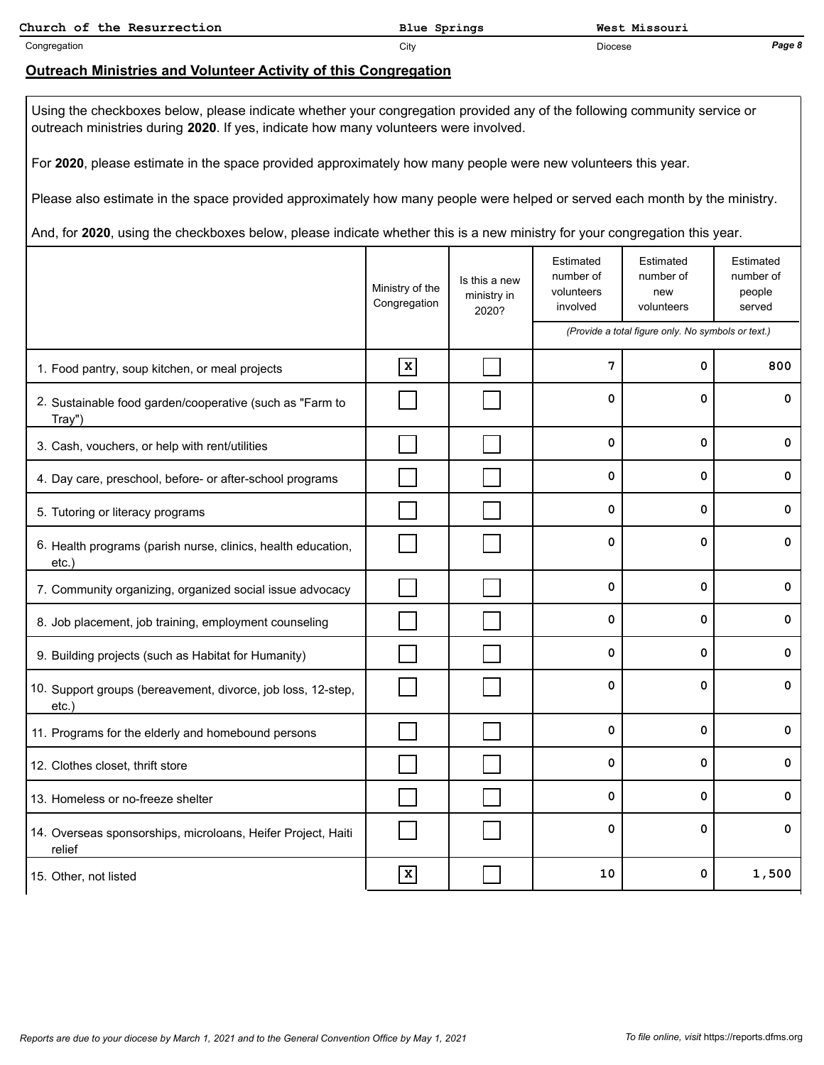| Church of the Resurrection | Blue Springs | West Missouri |
|---|---|---|
| Congregation | City | Diocese |

## Outreach Ministries and Volunteer Activity of this Congregation

Using the checkboxes below, please indicate whether your congregation provided any of the following community service or outreach ministries during **2020**. If yes, indicate how many volunteers were involved.

For **2020**, please estimate in the space provided approximately how many people were new volunteers this year.

Please also estimate in the space provided approximately how many people were helped or served each month by the ministry.

And, for **2020**, using the checkboxes below, please indicate whether this is a new ministry for your congregation this year.

| | Ministry of the Congregation | Is this a new ministry in 2020? | Estimated number of volunteers involved | Estimated number of new volunteers | Estimated number of people served |
|---|---|---|---|---|---|
| | | | *(Provide a total figure only. No symbols or text.)* | | |
| 1. Food pantry, soup kitchen, or meal projects | X | | 7 | 0 | 800 |
| 2. Sustainable food garden/cooperative (such as "Farm to Tray") | | | 0 | 0 | 0 |
| 3. Cash, vouchers, or help with rent/utilities | | | 0 | 0 | 0 |
| 4. Day care, preschool, before- or after-school programs | | | 0 | 0 | 0 |
| 5. Tutoring or literacy programs | | | 0 | 0 | 0 |
| 6. Health programs (parish nurse, clinics, health education, etc.) | | | 0 | 0 | 0 |
| 7. Community organizing, organized social issue advocacy | | | 0 | 0 | 0 |
| 8. Job placement, job training, employment counseling | | | 0 | 0 | 0 |
| 9. Building projects (such as Habitat for Humanity) | | | 0 | 0 | 0 |
| 10. Support groups (bereavement, divorce, job loss, 12-step, etc.) | | | 0 | 0 | 0 |
| 11. Programs for the elderly and homebound persons | | | 0 | 0 | 0 |
| 12. Clothes closet, thrift store | | | 0 | 0 | 0 |
| 13. Homeless or no-freeze shelter | | | 0 | 0 | 0 |
| 14. Overseas sponsorships, microloans, Heifer Project, Haiti relief | | | 0 | 0 | 0 |
| 15. Other, not listed | X | | 10 | 0 | 1,500 |

*Reports are due to your diocese by March 1, 2021 and to the General Convention Office by May 1, 2021*

*To file online, visit* https://reports.dfms.org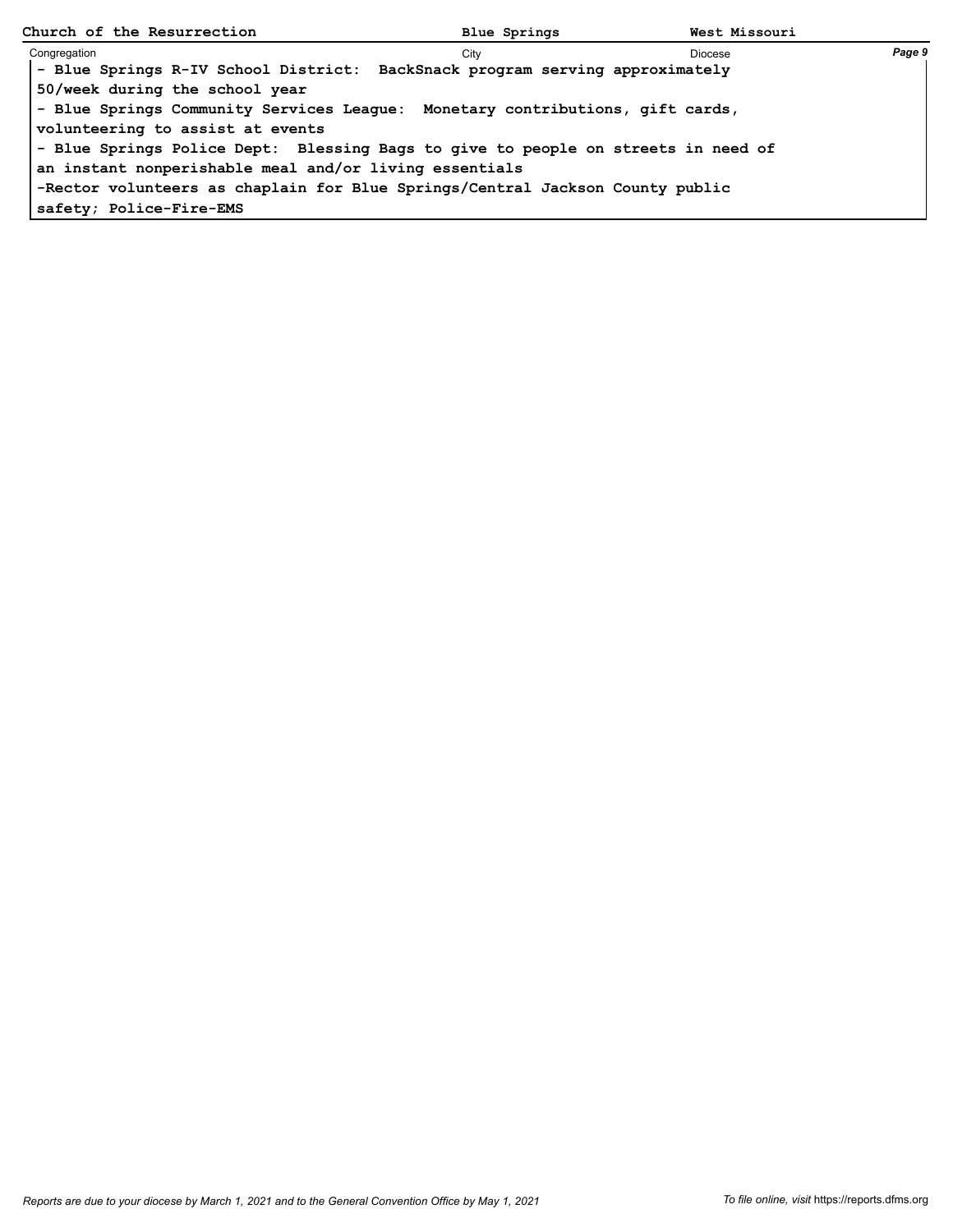| Congregation | City | Diocese |
| --- | --- | --- |
| Church of the Resurrection | Blue Springs | West Missouri |

- Blue Springs R-IV School District: BackSnack program serving approximately 50/week during the school year
- Blue Springs Community Services League: Monetary contributions, gift cards, volunteering to assist at events
- Blue Springs Police Dept: Blessing Bags to give to people on streets in need of an instant nonperishable meal and/or living essentials
-Rector volunteers as chaplain for Blue Springs/Central Jackson County public safety; Police-Fire-EMS